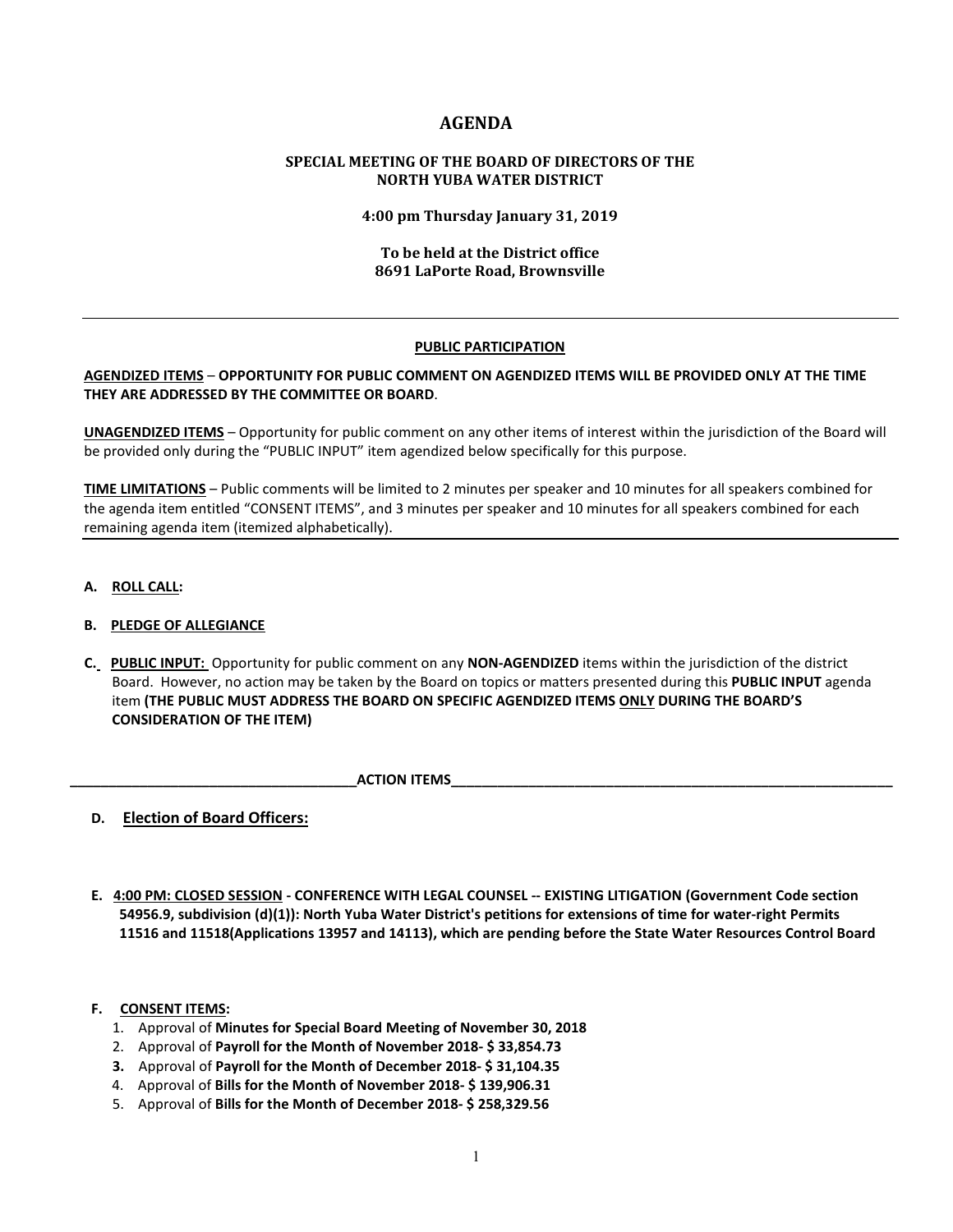# AGENDA

## SPECIAL MEETING OF THE BOARD OF DIRECTORS OF THE NORTH YUBA WATER DISTRICT

**4:00 pm Thursday January 31, 2019**

**To be held at the District office**
**8691 LaPorte Road, Brownsville**

---

**PUBLIC PARTICIPATION**

**AGENDIZED ITEMS** – **OPPORTUNITY FOR PUBLIC COMMENT ON AGENDIZED ITEMS WILL BE PROVIDED ONLY AT THE TIME THEY ARE ADDRESSED BY THE COMMITTEE OR BOARD**.

**UNAGENDIZED ITEMS** – Opportunity for public comment on any other items of interest within the jurisdiction of the Board will be provided only during the "PUBLIC INPUT" item agendized below specifically for this purpose.

**TIME LIMITATIONS** – Public comments will be limited to 2 minutes per speaker and 10 minutes for all speakers combined for the agenda item entitled "CONSENT ITEMS", and 3 minutes per speaker and 10 minutes for all speakers combined for each remaining agenda item (itemized alphabetically).

---

**A. ROLL CALL:**

**B. PLEDGE OF ALLEGIANCE**

**C. PUBLIC INPUT:** Opportunity for public comment on any **NON-AGENDIZED** items within the jurisdiction of the district Board. However, no action may be taken by the Board on topics or matters presented during this **PUBLIC INPUT** agenda item **(THE PUBLIC MUST ADDRESS THE BOARD ON SPECIFIC AGENDIZED ITEMS ONLY DURING THE BOARD'S CONSIDERATION OF THE ITEM)**

**ACTION ITEMS**

**D. Election of Board Officers:**

**E. 4:00 PM: CLOSED SESSION - CONFERENCE WITH LEGAL COUNSEL -- EXISTING LITIGATION (Government Code section 54956.9, subdivision (d)(1)): North Yuba Water District's petitions for extensions of time for water-right Permits 11516 and 11518(Applications 13957 and 14113), which are pending before the State Water Resources Control Board**

**F. CONSENT ITEMS:**

1. Approval of **Minutes for Special Board Meeting of November 30, 2018**
2. Approval of **Payroll for the Month of November 2018- $ 33,854.73**
3. Approval of **Payroll for the Month of December 2018- $ 31,104.35**
4. Approval of **Bills for the Month of November 2018- $ 139,906.31**
5. Approval of **Bills for the Month of December 2018- $ 258,329.56**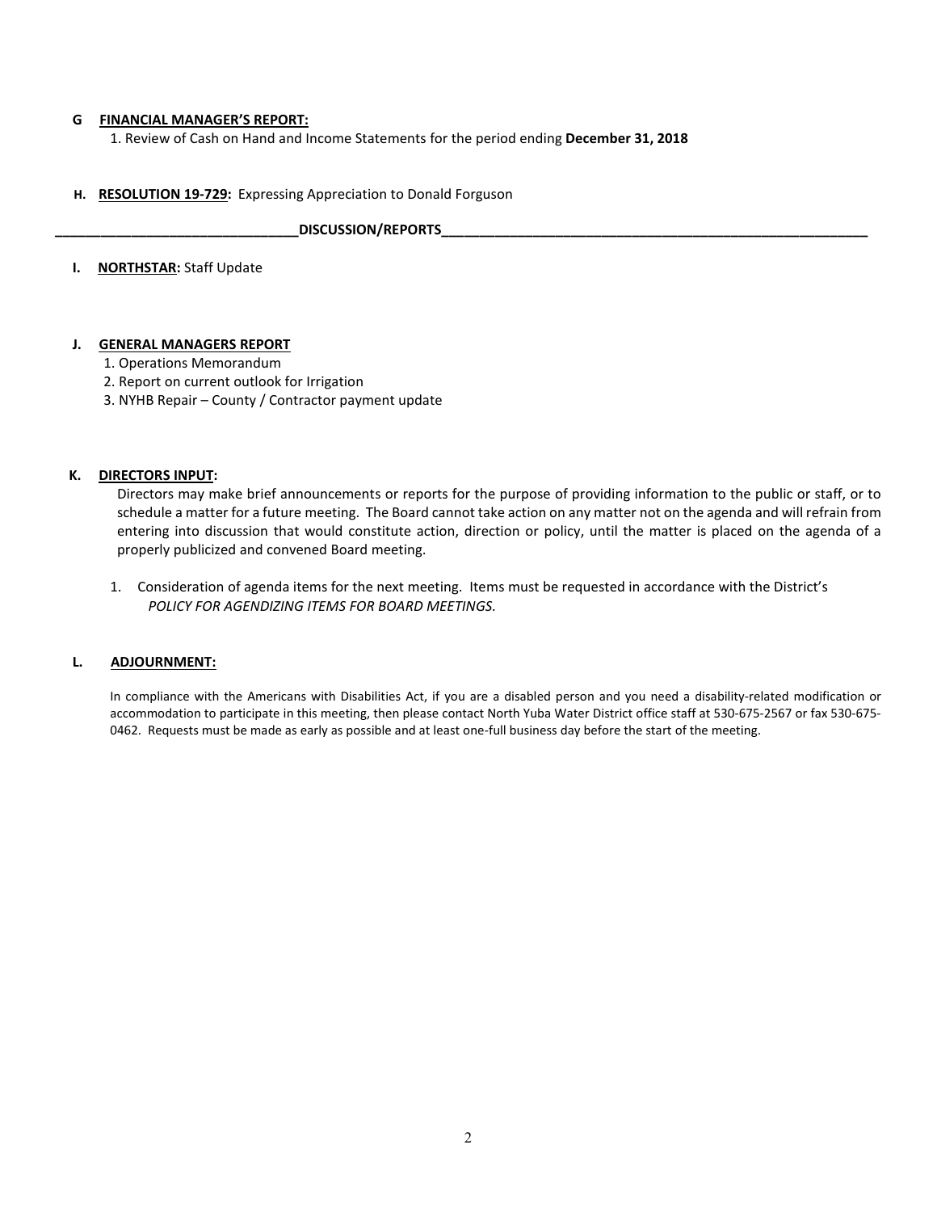**G FINANCIAL MANAGER'S REPORT:**

1. Review of Cash on Hand and Income Statements for the period ending **December 31, 2018**

**H. RESOLUTION 19-729:** Expressing Appreciation to Donald Forguson

**DISCUSSION/REPORTS**

**I. NORTHSTAR:** Staff Update

**J. GENERAL MANAGERS REPORT**

1. Operations Memorandum
2. Report on current outlook for Irrigation
3. NYHB Repair – County / Contractor payment update

**K. DIRECTORS INPUT:**

Directors may make brief announcements or reports for the purpose of providing information to the public or staff, or to schedule a matter for a future meeting. The Board cannot take action on any matter not on the agenda and will refrain from entering into discussion that would constitute action, direction or policy, until the matter is placed on the agenda of a properly publicized and convened Board meeting.

1. Consideration of agenda items for the next meeting. Items must be requested in accordance with the District's *POLICY FOR AGENDIZING ITEMS FOR BOARD MEETINGS.*

**L. ADJOURNMENT:**

In compliance with the Americans with Disabilities Act, if you are a disabled person and you need a disability-related modification or accommodation to participate in this meeting, then please contact North Yuba Water District office staff at 530-675-2567 or fax 530-675-0462. Requests must be made as early as possible and at least one-full business day before the start of the meeting.